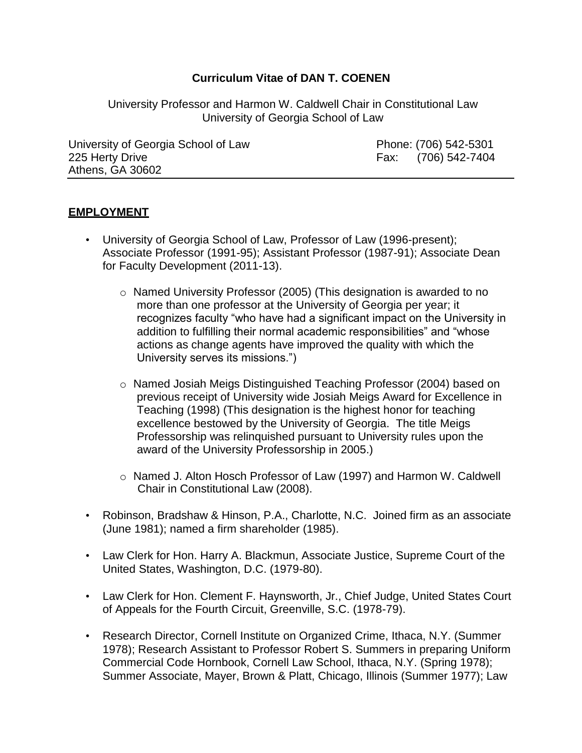# Curriculum Vitae of DAN T. COENEN

University Professor and Harmon W. Caldwell Chair in Constitutional Law
University of Georgia School of Law

University of Georgia School of Law
225 Herty Drive
Athens, GA 30602

Phone: (706) 542-5301
Fax: (706) 542-7404

---

## EMPLOYMENT

- University of Georgia School of Law, Professor of Law (1996-present); Associate Professor (1991-95); Assistant Professor (1987-91); Associate Dean for Faculty Development (2011-13).
    - Named University Professor (2005) (This designation is awarded to no more than one professor at the University of Georgia per year; it recognizes faculty "who have had a significant impact on the University in addition to fulfilling their normal academic responsibilities" and "whose actions as change agents have improved the quality with which the University serves its missions.")
    - Named Josiah Meigs Distinguished Teaching Professor (2004) based on previous receipt of University wide Josiah Meigs Award for Excellence in Teaching (1998) (This designation is the highest honor for teaching excellence bestowed by the University of Georgia. The title Meigs Professorship was relinquished pursuant to University rules upon the award of the University Professorship in 2005.)
    - Named J. Alton Hosch Professor of Law (1997) and Harmon W. Caldwell Chair in Constitutional Law (2008).
- Robinson, Bradshaw & Hinson, P.A., Charlotte, N.C. Joined firm as an associate (June 1981); named a firm shareholder (1985).
- Law Clerk for Hon. Harry A. Blackmun, Associate Justice, Supreme Court of the United States, Washington, D.C. (1979-80).
- Law Clerk for Hon. Clement F. Haynsworth, Jr., Chief Judge, United States Court of Appeals for the Fourth Circuit, Greenville, S.C. (1978-79).
- Research Director, Cornell Institute on Organized Crime, Ithaca, N.Y. (Summer 1978); Research Assistant to Professor Robert S. Summers in preparing Uniform Commercial Code Hornbook, Cornell Law School, Ithaca, N.Y. (Spring 1978); Summer Associate, Mayer, Brown & Platt, Chicago, Illinois (Summer 1977); Law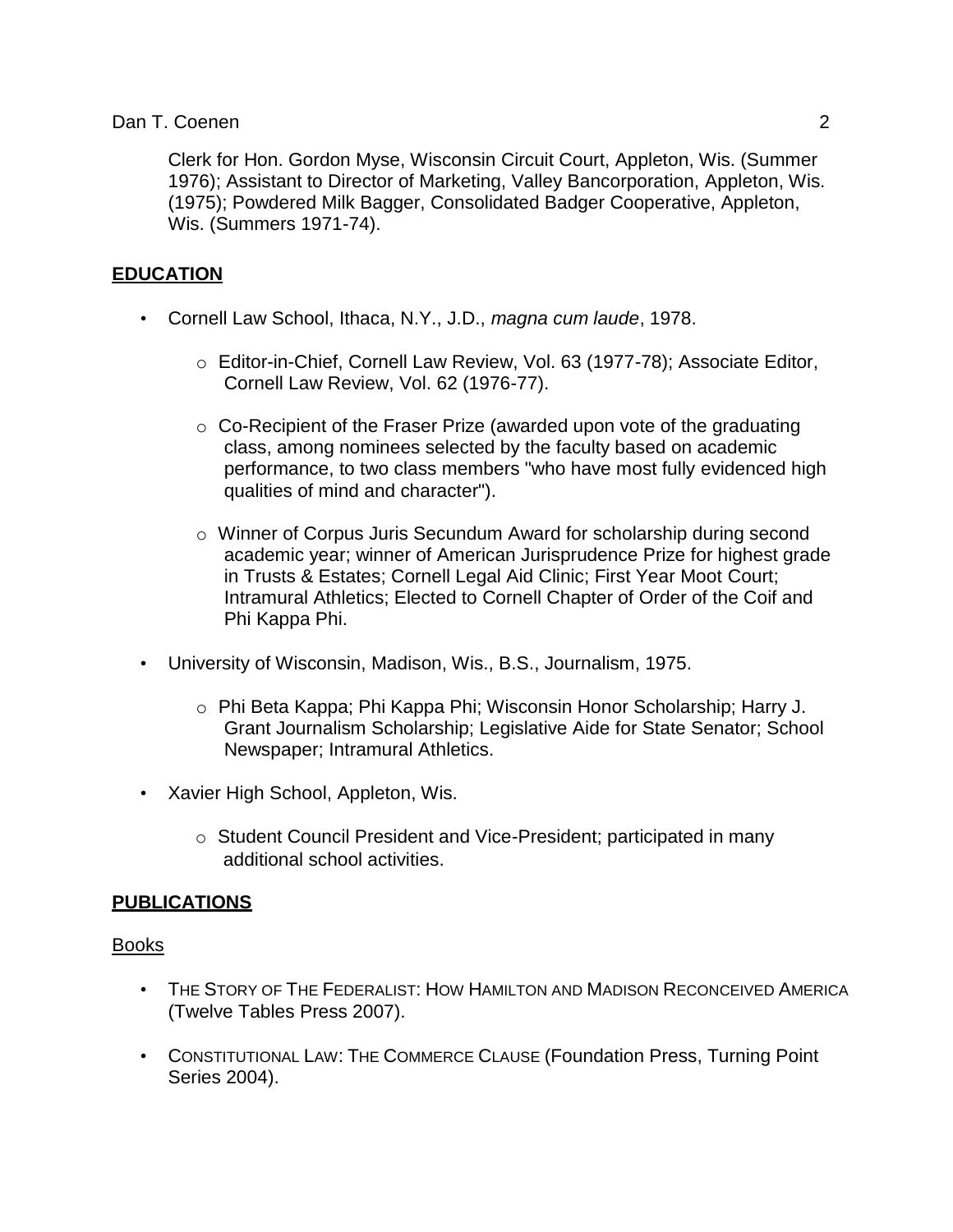Clerk for Hon. Gordon Myse, Wisconsin Circuit Court, Appleton, Wis. (Summer 1976); Assistant to Director of Marketing, Valley Bancorporation, Appleton, Wis. (1975); Powdered Milk Bagger, Consolidated Badger Cooperative, Appleton, Wis. (Summers 1971-74).

## EDUCATION

- Cornell Law School, Ithaca, N.Y., J.D., *magna cum laude*, 1978.
  - Editor-in-Chief, Cornell Law Review, Vol. 63 (1977-78); Associate Editor, Cornell Law Review, Vol. 62 (1976-77).
  - Co-Recipient of the Fraser Prize (awarded upon vote of the graduating class, among nominees selected by the faculty based on academic performance, to two class members "who have most fully evidenced high qualities of mind and character").
  - Winner of Corpus Juris Secundum Award for scholarship during second academic year; winner of American Jurisprudence Prize for highest grade in Trusts & Estates; Cornell Legal Aid Clinic; First Year Moot Court; Intramural Athletics; Elected to Cornell Chapter of Order of the Coif and Phi Kappa Phi.
- University of Wisconsin, Madison, Wis., B.S., Journalism, 1975.
  - Phi Beta Kappa; Phi Kappa Phi; Wisconsin Honor Scholarship; Harry J. Grant Journalism Scholarship; Legislative Aide for State Senator; School Newspaper; Intramural Athletics.
- Xavier High School, Appleton, Wis.
  - Student Council President and Vice-President; participated in many additional school activities.

## PUBLICATIONS

### Books

- THE STORY OF THE FEDERALIST: HOW HAMILTON AND MADISON RECONCEIVED AMERICA (Twelve Tables Press 2007).
- CONSTITUTIONAL LAW: THE COMMERCE CLAUSE (Foundation Press, Turning Point Series 2004).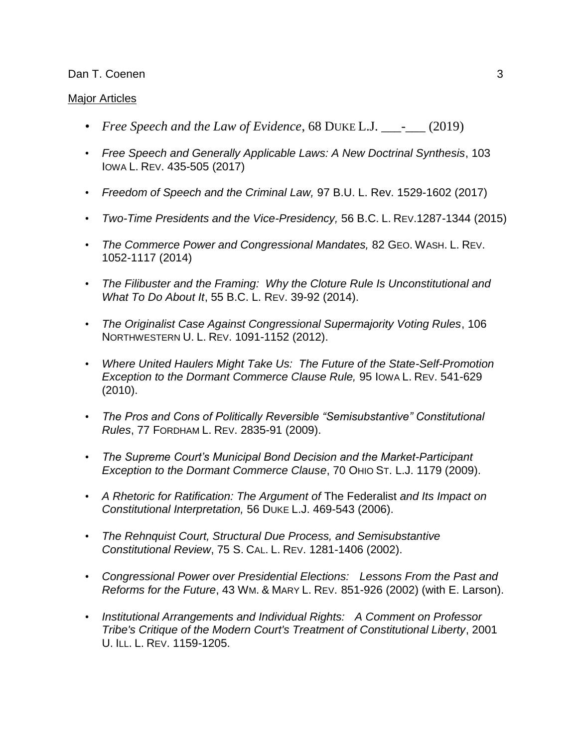Major Articles

- *Free Speech and the Law of Evidence*, 68 DUKE L.J. \_\_\_-\_\_\_ (2019)
- *Free Speech and Generally Applicable Laws: A New Doctrinal Synthesis*, 103 IOWA L. REV. 435-505 (2017)
- *Freedom of Speech and the Criminal Law,* 97 B.U. L. Rev. 1529-1602 (2017)
- *Two-Time Presidents and the Vice-Presidency,* 56 B.C. L. REV.1287-1344 (2015)
- *The Commerce Power and Congressional Mandates,* 82 GEO. WASH. L. REV. 1052-1117 (2014)
- *The Filibuster and the Framing: Why the Cloture Rule Is Unconstitutional and What To Do About It*, 55 B.C. L. REV. 39-92 (2014).
- *The Originalist Case Against Congressional Supermajority Voting Rules*, 106 NORTHWESTERN U. L. REV. 1091-1152 (2012).
- *Where United Haulers Might Take Us: The Future of the State-Self-Promotion Exception to the Dormant Commerce Clause Rule,* 95 IOWA L. REV. 541-629 (2010).
- *The Pros and Cons of Politically Reversible "Semisubstantive" Constitutional Rules*, 77 FORDHAM L. REV. 2835-91 (2009).
- *The Supreme Court's Municipal Bond Decision and the Market-Participant Exception to the Dormant Commerce Clause*, 70 OHIO ST. L.J. 1179 (2009).
- *A Rhetoric for Ratification: The Argument of* The Federalist *and Its Impact on Constitutional Interpretation,* 56 DUKE L.J. 469-543 (2006).
- *The Rehnquist Court, Structural Due Process, and Semisubstantive Constitutional Review*, 75 S. CAL. L. REV. 1281-1406 (2002).
- *Congressional Power over Presidential Elections: Lessons From the Past and Reforms for the Future*, 43 WM. & MARY L. REV. 851-926 (2002) (with E. Larson).
- *Institutional Arrangements and Individual Rights: A Comment on Professor Tribe's Critique of the Modern Court's Treatment of Constitutional Liberty*, 2001 U. ILL. L. REV. 1159-1205.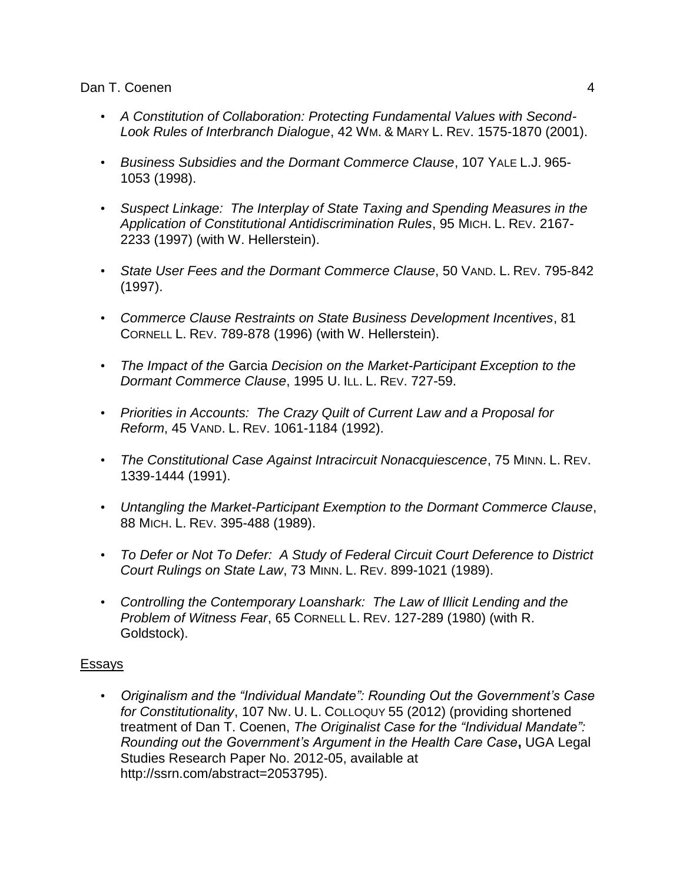- *A Constitution of Collaboration: Protecting Fundamental Values with Second-Look Rules of Interbranch Dialogue*, 42 WM. & MARY L. REV. 1575-1870 (2001).

- *Business Subsidies and the Dormant Commerce Clause*, 107 YALE L.J. 965-1053 (1998).

- *Suspect Linkage: The Interplay of State Taxing and Spending Measures in the Application of Constitutional Antidiscrimination Rules*, 95 MICH. L. REV. 2167-2233 (1997) (with W. Hellerstein).

- *State User Fees and the Dormant Commerce Clause*, 50 VAND. L. REV. 795-842 (1997).

- *Commerce Clause Restraints on State Business Development Incentives*, 81 CORNELL L. REV. 789-878 (1996) (with W. Hellerstein).

- *The Impact of the* Garcia *Decision on the Market-Participant Exception to the Dormant Commerce Clause*, 1995 U. ILL. L. REV. 727-59.

- *Priorities in Accounts: The Crazy Quilt of Current Law and a Proposal for Reform*, 45 VAND. L. REV. 1061-1184 (1992).

- *The Constitutional Case Against Intracircuit Nonacquiescence*, 75 MINN. L. REV. 1339-1444 (1991).

- *Untangling the Market-Participant Exemption to the Dormant Commerce Clause*, 88 MICH. L. REV. 395-488 (1989).

- *To Defer or Not To Defer: A Study of Federal Circuit Court Deference to District Court Rulings on State Law*, 73 MINN. L. REV. 899-1021 (1989).

- *Controlling the Contemporary Loanshark: The Law of Illicit Lending and the Problem of Witness Fear*, 65 CORNELL L. REV. 127-289 (1980) (with R. Goldstock).

## Essays

- *Originalism and the "Individual Mandate": Rounding Out the Government's Case for Constitutionality*, 107 NW. U. L. COLLOQUY 55 (2012) (providing shortened treatment of Dan T. Coenen, *The Originalist Case for the "Individual Mandate": Rounding out the Government's Argument in the Health Care Case***,** UGA Legal Studies Research Paper No. 2012-05, available at http://ssrn.com/abstract=2053795).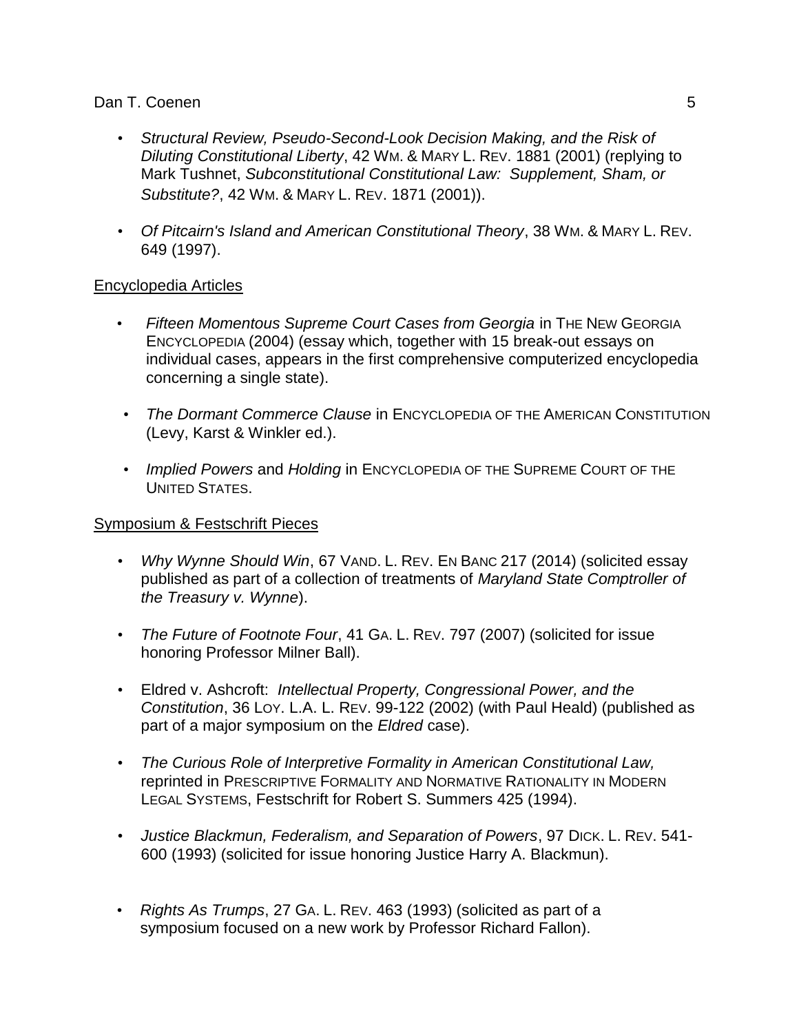- *Structural Review, Pseudo-Second-Look Decision Making, and the Risk of Diluting Constitutional Liberty*, 42 WM. & MARY L. REV. 1881 (2001) (replying to Mark Tushnet, *Subconstitutional Constitutional Law: Supplement, Sham, or Substitute?*, 42 WM. & MARY L. REV. 1871 (2001)).

- *Of Pitcairn's Island and American Constitutional Theory*, 38 WM. & MARY L. REV. 649 (1997).

<u>Encyclopedia Articles</u>

- *Fifteen Momentous Supreme Court Cases from Georgia* in THE NEW GEORGIA ENCYCLOPEDIA (2004) (essay which, together with 15 break-out essays on individual cases, appears in the first comprehensive computerized encyclopedia concerning a single state).

- *The Dormant Commerce Clause* in ENCYCLOPEDIA OF THE AMERICAN CONSTITUTION (Levy, Karst & Winkler ed.).

- *Implied Powers* and *Holding* in ENCYCLOPEDIA OF THE SUPREME COURT OF THE UNITED STATES.

<u>Symposium & Festschrift Pieces</u>

- *Why Wynne Should Win*, 67 VAND. L. REV. EN BANC 217 (2014) (solicited essay published as part of a collection of treatments of *Maryland State Comptroller of the Treasury v. Wynne*).

- *The Future of Footnote Four*, 41 GA. L. REV. 797 (2007) (solicited for issue honoring Professor Milner Ball).

- Eldred v. Ashcroft: *Intellectual Property, Congressional Power, and the Constitution*, 36 LOY. L.A. L. REV. 99-122 (2002) (with Paul Heald) (published as part of a major symposium on the *Eldred* case).

- *The Curious Role of Interpretive Formality in American Constitutional Law,* reprinted in PRESCRIPTIVE FORMALITY AND NORMATIVE RATIONALITY IN MODERN LEGAL SYSTEMS, Festschrift for Robert S. Summers 425 (1994).

- *Justice Blackmun, Federalism, and Separation of Powers*, 97 DICK. L. REV. 541-600 (1993) (solicited for issue honoring Justice Harry A. Blackmun).

- *Rights As Trumps*, 27 GA. L. REV. 463 (1993) (solicited as part of a symposium focused on a new work by Professor Richard Fallon).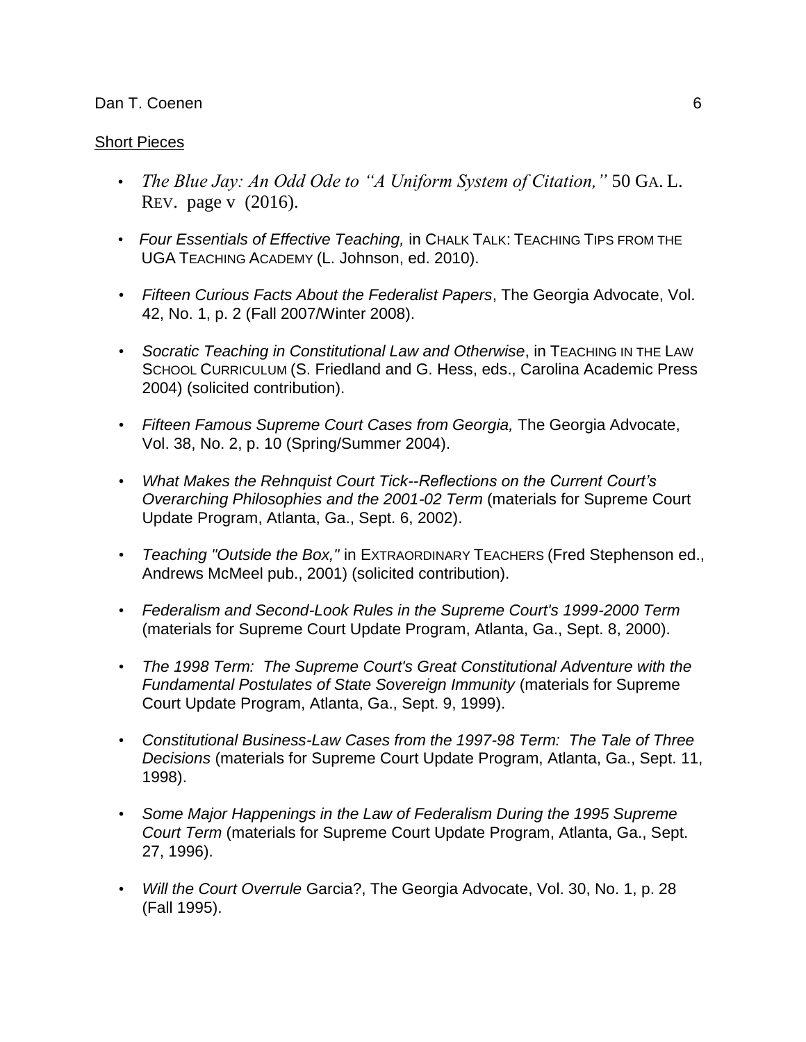<u>Short Pieces</u>

- *The Blue Jay: An Odd Ode to "A Uniform System of Citation,"* 50 GA. L. REV. page v (2016).
- *Four Essentials of Effective Teaching,* in CHALK TALK: TEACHING TIPS FROM THE UGA TEACHING ACADEMY (L. Johnson, ed. 2010).
- *Fifteen Curious Facts About the Federalist Papers*, The Georgia Advocate, Vol. 42, No. 1, p. 2 (Fall 2007/Winter 2008).
- *Socratic Teaching in Constitutional Law and Otherwise*, in TEACHING IN THE LAW SCHOOL CURRICULUM (S. Friedland and G. Hess, eds., Carolina Academic Press 2004) (solicited contribution).
- *Fifteen Famous Supreme Court Cases from Georgia,* The Georgia Advocate, Vol. 38, No. 2, p. 10 (Spring/Summer 2004).
- *What Makes the Rehnquist Court Tick--Reflections on the Current Court's Overarching Philosophies and the 2001-02 Term* (materials for Supreme Court Update Program, Atlanta, Ga., Sept. 6, 2002).
- *Teaching "Outside the Box,"* in EXTRAORDINARY TEACHERS (Fred Stephenson ed., Andrews McMeel pub., 2001) (solicited contribution).
- *Federalism and Second-Look Rules in the Supreme Court's 1999-2000 Term* (materials for Supreme Court Update Program, Atlanta, Ga., Sept. 8, 2000).
- *The 1998 Term: The Supreme Court's Great Constitutional Adventure with the Fundamental Postulates of State Sovereign Immunity* (materials for Supreme Court Update Program, Atlanta, Ga., Sept. 9, 1999).
- *Constitutional Business-Law Cases from the 1997-98 Term: The Tale of Three Decisions* (materials for Supreme Court Update Program, Atlanta, Ga., Sept. 11, 1998).
- *Some Major Happenings in the Law of Federalism During the 1995 Supreme Court Term* (materials for Supreme Court Update Program, Atlanta, Ga., Sept. 27, 1996).
- *Will the Court Overrule* Garcia?, The Georgia Advocate, Vol. 30, No. 1, p. 28 (Fall 1995).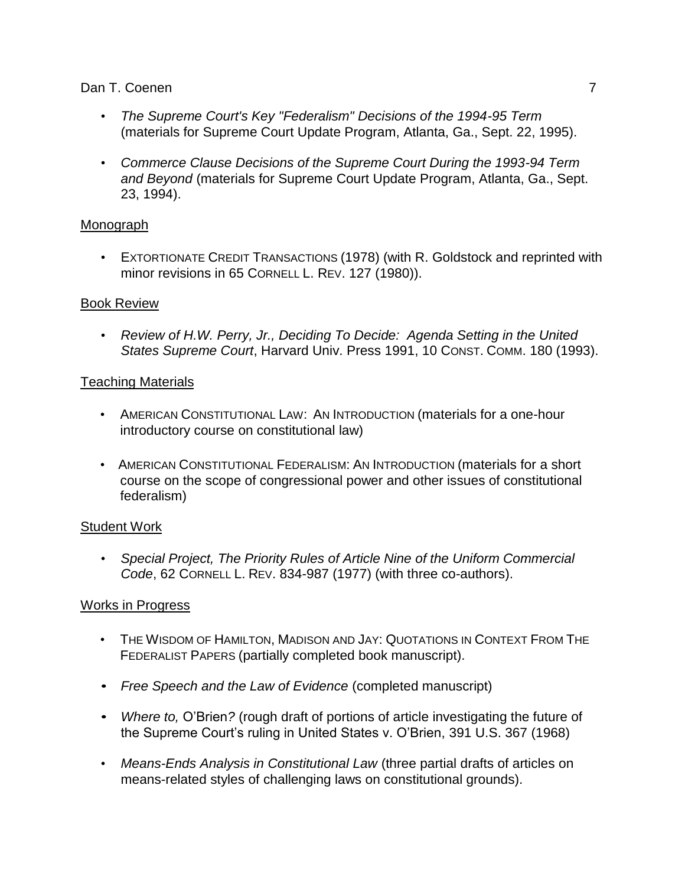- *The Supreme Court's Key "Federalism" Decisions of the 1994-95 Term* (materials for Supreme Court Update Program, Atlanta, Ga., Sept. 22, 1995).

- *Commerce Clause Decisions of the Supreme Court During the 1993-94 Term and Beyond* (materials for Supreme Court Update Program, Atlanta, Ga., Sept. 23, 1994).

<u>Monograph</u>

- EXTORTIONATE CREDIT TRANSACTIONS (1978) (with R. Goldstock and reprinted with minor revisions in 65 CORNELL L. REV. 127 (1980)).

<u>Book Review</u>

- *Review of H.W. Perry, Jr., Deciding To Decide: Agenda Setting in the United States Supreme Court*, Harvard Univ. Press 1991, 10 CONST. COMM. 180 (1993).

<u>Teaching Materials</u>

- AMERICAN CONSTITUTIONAL LAW: AN INTRODUCTION (materials for a one-hour introductory course on constitutional law)

- AMERICAN CONSTITUTIONAL FEDERALISM: AN INTRODUCTION (materials for a short course on the scope of congressional power and other issues of constitutional federalism)

<u>Student Work</u>

- *Special Project, The Priority Rules of Article Nine of the Uniform Commercial Code*, 62 CORNELL L. REV. 834-987 (1977) (with three co-authors).

<u>Works in Progress</u>

- THE WISDOM OF HAMILTON, MADISON AND JAY: QUOTATIONS IN CONTEXT FROM THE FEDERALIST PAPERS (partially completed book manuscript).

- *Free Speech and the Law of Evidence* (completed manuscript)

- *Where to,* O'Brien*?* (rough draft of portions of article investigating the future of the Supreme Court's ruling in United States v. O'Brien, 391 U.S. 367 (1968)

- *Means-Ends Analysis in Constitutional Law* (three partial drafts of articles on means-related styles of challenging laws on constitutional grounds).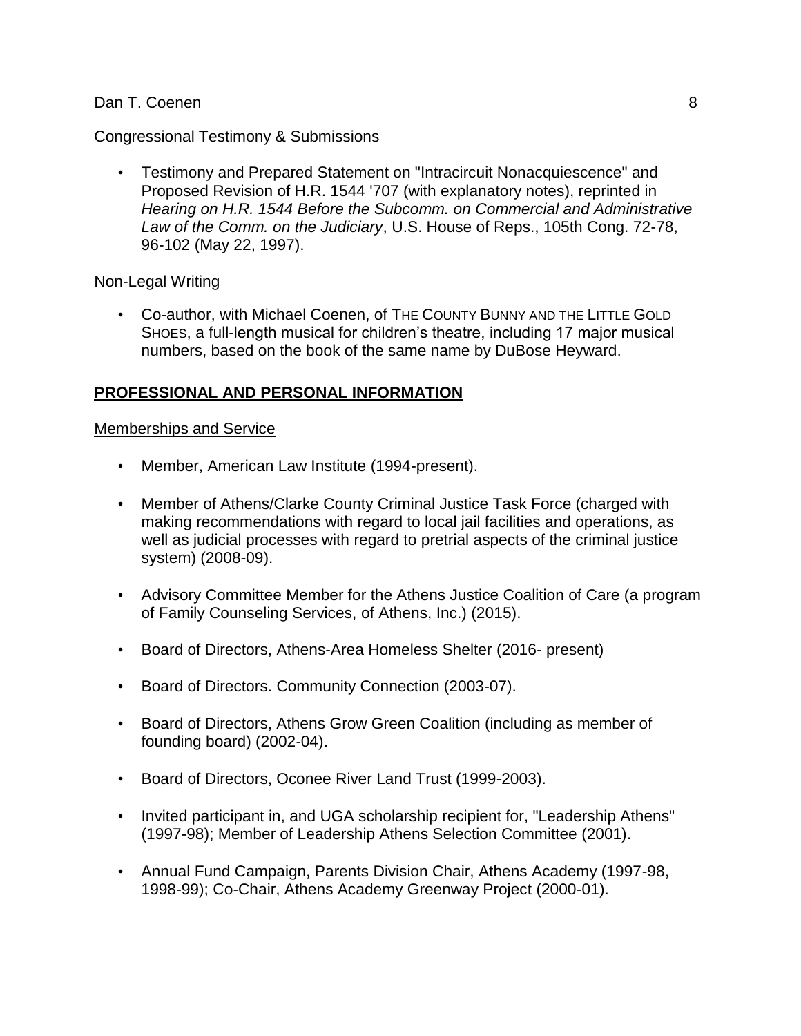Congressional Testimony & Submissions

- Testimony and Prepared Statement on "Intracircuit Nonacquiescence" and Proposed Revision of H.R. 1544 '707 (with explanatory notes), reprinted in *Hearing on H.R. 1544 Before the Subcomm. on Commercial and Administrative Law of the Comm. on the Judiciary*, U.S. House of Reps., 105th Cong. 72-78, 96-102 (May 22, 1997).

Non-Legal Writing

- Co-author, with Michael Coenen, of THE COUNTY BUNNY AND THE LITTLE GOLD SHOES, a full-length musical for children's theatre, including 17 major musical numbers, based on the book of the same name by DuBose Heyward.

## **PROFESSIONAL AND PERSONAL INFORMATION**

Memberships and Service

- Member, American Law Institute (1994-present).
- Member of Athens/Clarke County Criminal Justice Task Force (charged with making recommendations with regard to local jail facilities and operations, as well as judicial processes with regard to pretrial aspects of the criminal justice system) (2008-09).
- Advisory Committee Member for the Athens Justice Coalition of Care (a program of Family Counseling Services, of Athens, Inc.) (2015).
- Board of Directors, Athens-Area Homeless Shelter (2016- present)
- Board of Directors. Community Connection (2003-07).
- Board of Directors, Athens Grow Green Coalition (including as member of founding board) (2002-04).
- Board of Directors, Oconee River Land Trust (1999-2003).
- Invited participant in, and UGA scholarship recipient for, "Leadership Athens" (1997-98); Member of Leadership Athens Selection Committee (2001).
- Annual Fund Campaign, Parents Division Chair, Athens Academy (1997-98, 1998-99); Co-Chair, Athens Academy Greenway Project (2000-01).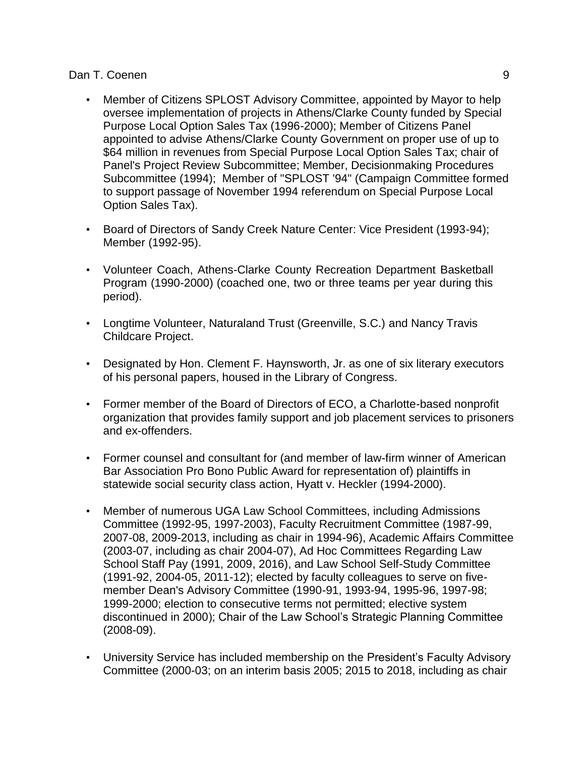- Member of Citizens SPLOST Advisory Committee, appointed by Mayor to help oversee implementation of projects in Athens/Clarke County funded by Special Purpose Local Option Sales Tax (1996-2000); Member of Citizens Panel appointed to advise Athens/Clarke County Government on proper use of up to $64 million in revenues from Special Purpose Local Option Sales Tax; chair of Panel's Project Review Subcommittee; Member, Decisionmaking Procedures Subcommittee (1994); Member of "SPLOST '94" (Campaign Committee formed to support passage of November 1994 referendum on Special Purpose Local Option Sales Tax).

- Board of Directors of Sandy Creek Nature Center: Vice President (1993-94); Member (1992-95).

- Volunteer Coach, Athens-Clarke County Recreation Department Basketball Program (1990-2000) (coached one, two or three teams per year during this period).

- Longtime Volunteer, Naturaland Trust (Greenville, S.C.) and Nancy Travis Childcare Project.

- Designated by Hon. Clement F. Haynsworth, Jr. as one of six literary executors of his personal papers, housed in the Library of Congress.

- Former member of the Board of Directors of ECO, a Charlotte-based nonprofit organization that provides family support and job placement services to prisoners and ex-offenders.

- Former counsel and consultant for (and member of law-firm winner of American Bar Association Pro Bono Public Award for representation of) plaintiffs in statewide social security class action, Hyatt v. Heckler (1994-2000).

- Member of numerous UGA Law School Committees, including Admissions Committee (1992-95, 1997-2003), Faculty Recruitment Committee (1987-99, 2007-08, 2009-2013, including as chair in 1994-96), Academic Affairs Committee (2003-07, including as chair 2004-07), Ad Hoc Committees Regarding Law School Staff Pay (1991, 2009, 2016), and Law School Self-Study Committee (1991-92, 2004-05, 2011-12); elected by faculty colleagues to serve on five-member Dean's Advisory Committee (1990-91, 1993-94, 1995-96, 1997-98; 1999-2000; election to consecutive terms not permitted; elective system discontinued in 2000); Chair of the Law School's Strategic Planning Committee (2008-09).

- University Service has included membership on the President's Faculty Advisory Committee (2000-03; on an interim basis 2005; 2015 to 2018, including as chair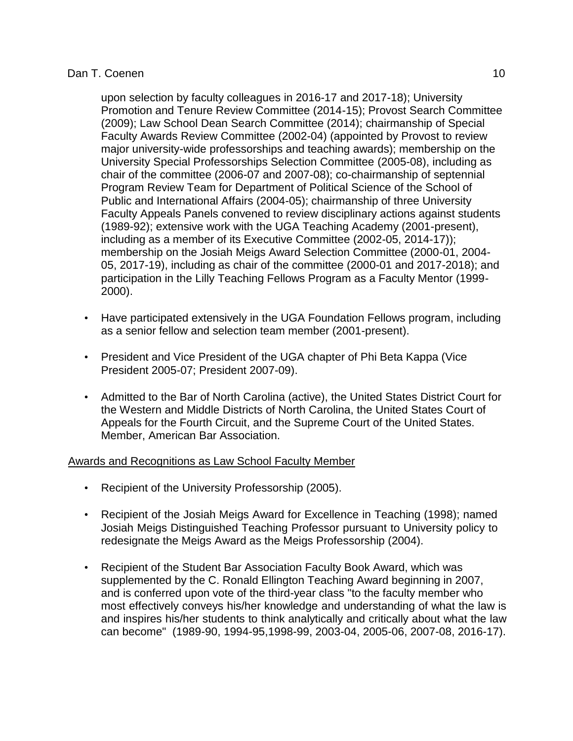upon selection by faculty colleagues in 2016-17 and 2017-18); University Promotion and Tenure Review Committee (2014-15); Provost Search Committee (2009); Law School Dean Search Committee (2014); chairmanship of Special Faculty Awards Review Committee (2002-04) (appointed by Provost to review major university-wide professorships and teaching awards); membership on the University Special Professorships Selection Committee (2005-08), including as chair of the committee (2006-07 and 2007-08); co-chairmanship of septennial Program Review Team for Department of Political Science of the School of Public and International Affairs (2004-05); chairmanship of three University Faculty Appeals Panels convened to review disciplinary actions against students (1989-92); extensive work with the UGA Teaching Academy (2001-present), including as a member of its Executive Committee (2002-05, 2014-17)); membership on the Josiah Meigs Award Selection Committee (2000-01, 2004-05, 2017-19), including as chair of the committee (2000-01 and 2017-2018); and participation in the Lilly Teaching Fellows Program as a Faculty Mentor (1999-2000).

- Have participated extensively in the UGA Foundation Fellows program, including as a senior fellow and selection team member (2001-present).

- President and Vice President of the UGA chapter of Phi Beta Kappa (Vice President 2005-07; President 2007-09).

- Admitted to the Bar of North Carolina (active), the United States District Court for the Western and Middle Districts of North Carolina, the United States Court of Appeals for the Fourth Circuit, and the Supreme Court of the United States. Member, American Bar Association.

Awards and Recognitions as Law School Faculty Member

- Recipient of the University Professorship (2005).

- Recipient of the Josiah Meigs Award for Excellence in Teaching (1998); named Josiah Meigs Distinguished Teaching Professor pursuant to University policy to redesignate the Meigs Award as the Meigs Professorship (2004).

- Recipient of the Student Bar Association Faculty Book Award, which was supplemented by the C. Ronald Ellington Teaching Award beginning in 2007, and is conferred upon vote of the third-year class "to the faculty member who most effectively conveys his/her knowledge and understanding of what the law is and inspires his/her students to think analytically and critically about what the law can become" (1989-90, 1994-95,1998-99, 2003-04, 2005-06, 2007-08, 2016-17).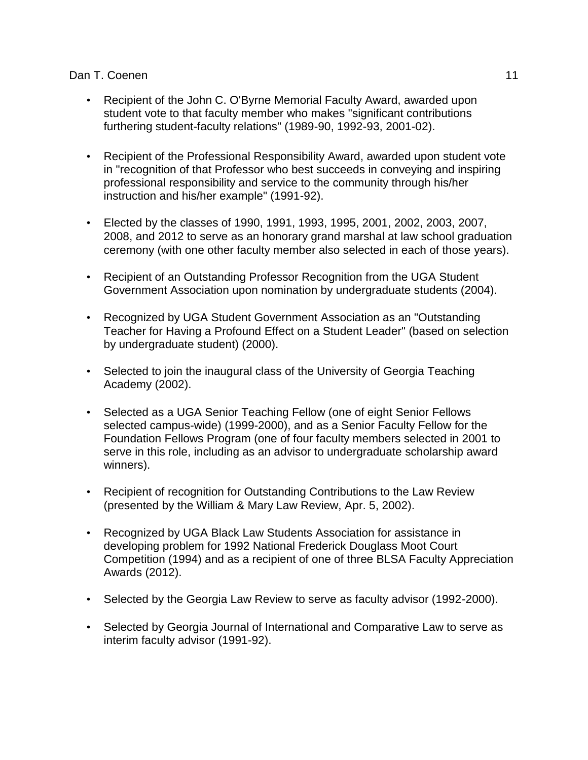- Recipient of the John C. O'Byrne Memorial Faculty Award, awarded upon student vote to that faculty member who makes "significant contributions furthering student-faculty relations" (1989-90, 1992-93, 2001-02).

- Recipient of the Professional Responsibility Award, awarded upon student vote in "recognition of that Professor who best succeeds in conveying and inspiring professional responsibility and service to the community through his/her instruction and his/her example" (1991-92).

- Elected by the classes of 1990, 1991, 1993, 1995, 2001, 2002, 2003, 2007, 2008, and 2012 to serve as an honorary grand marshal at law school graduation ceremony (with one other faculty member also selected in each of those years).

- Recipient of an Outstanding Professor Recognition from the UGA Student Government Association upon nomination by undergraduate students (2004).

- Recognized by UGA Student Government Association as an "Outstanding Teacher for Having a Profound Effect on a Student Leader" (based on selection by undergraduate student) (2000).

- Selected to join the inaugural class of the University of Georgia Teaching Academy (2002).

- Selected as a UGA Senior Teaching Fellow (one of eight Senior Fellows selected campus-wide) (1999-2000), and as a Senior Faculty Fellow for the Foundation Fellows Program (one of four faculty members selected in 2001 to serve in this role, including as an advisor to undergraduate scholarship award winners).

- Recipient of recognition for Outstanding Contributions to the Law Review (presented by the William & Mary Law Review, Apr. 5, 2002).

- Recognized by UGA Black Law Students Association for assistance in developing problem for 1992 National Frederick Douglass Moot Court Competition (1994) and as a recipient of one of three BLSA Faculty Appreciation Awards (2012).

- Selected by the Georgia Law Review to serve as faculty advisor (1992-2000).

- Selected by Georgia Journal of International and Comparative Law to serve as interim faculty advisor (1991-92).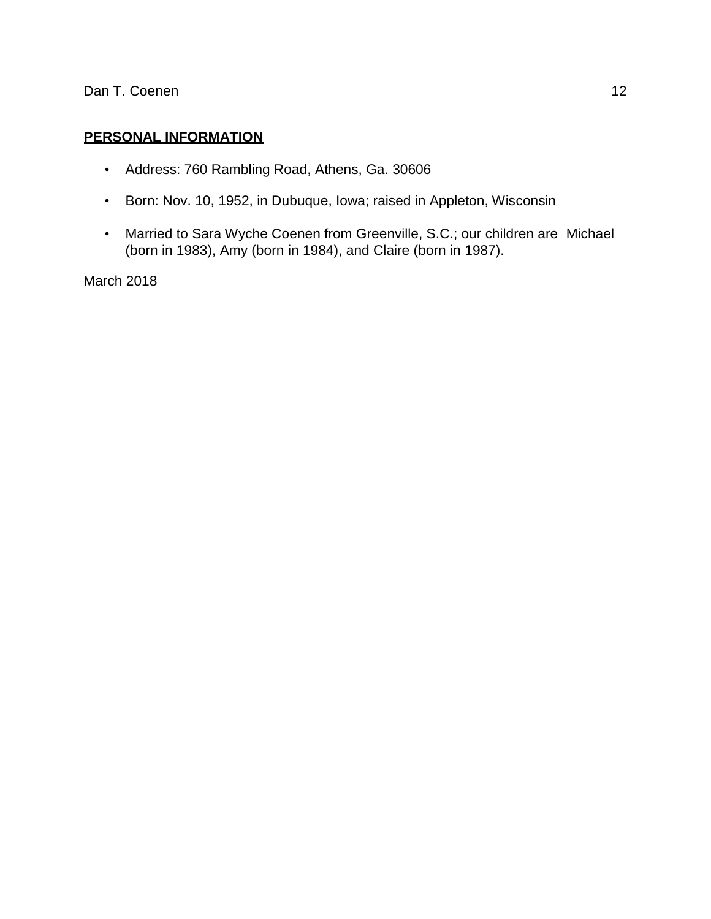## **PERSONAL INFORMATION**

- Address: 760 Rambling Road, Athens, Ga. 30606
- Born: Nov. 10, 1952, in Dubuque, Iowa; raised in Appleton, Wisconsin
- Married to Sara Wyche Coenen from Greenville, S.C.; our children are Michael (born in 1983), Amy (born in 1984), and Claire (born in 1987).

March 2018